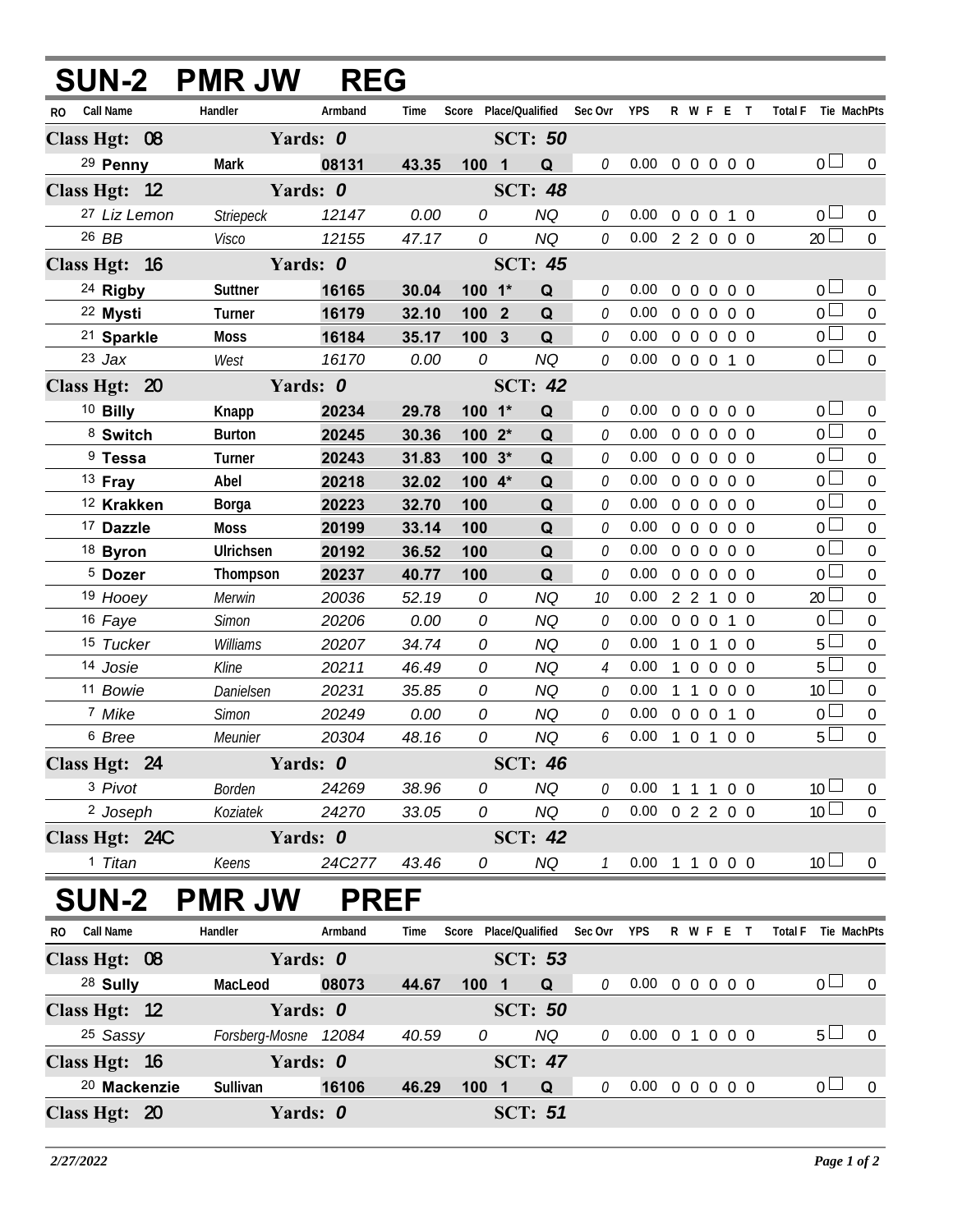# SUN-2 PMR JW REG

| RO | Call Name | Handler | Armband | Time | Score | Place/Qualified | | Sec Ovr | YPS | R | W | F | E | T | Total F | Tie | MachPts |
|---|---|---|---|---|---|---|---|---|---|---|---|---|---|---|---|---|---|
| **Class Hgt: 08** | | **Yards: 0** | | | | **SCT: 50** | | | | | | | | | | | |
| 29 | **Penny** | **Mark** | **08131** | **43.35** | **100** | **1** | **Q** | 0 | 0.00 | 0 | 0 | 0 | 0 | 0 | 0 | ☐ | 0 |
| **Class Hgt: 12** | | **Yards: 0** | | | | **SCT: 48** | | | | | | | | | | | |
| 27 | *Liz Lemon* | *Striepeck* | *12147* | *0.00* | *0* | | *NQ* | 0 | 0.00 | 0 | 0 | 0 | 1 | 0 | 0 | ☐ | 0 |
| 26 | *BB* | *Visco* | *12155* | *47.17* | *0* | | *NQ* | 0 | 0.00 | 2 | 2 | 0 | 0 | 0 | 20 | ☐ | 0 |
| **Class Hgt: 16** | | **Yards: 0** | | | | **SCT: 45** | | | | | | | | | | | |
| 24 | **Rigby** | **Suttner** | **16165** | **30.04** | **100** | **1*** | **Q** | 0 | 0.00 | 0 | 0 | 0 | 0 | 0 | 0 | ☐ | 0 |
| 22 | **Mysti** | **Turner** | **16179** | **32.10** | **100** | **2** | **Q** | 0 | 0.00 | 0 | 0 | 0 | 0 | 0 | 0 | ☐ | 0 |
| 21 | **Sparkle** | **Moss** | **16184** | **35.17** | **100** | **3** | **Q** | 0 | 0.00 | 0 | 0 | 0 | 0 | 0 | 0 | ☐ | 0 |
| 23 | *Jax* | *West* | *16170* | *0.00* | *0* | | *NQ* | 0 | 0.00 | 0 | 0 | 0 | 1 | 0 | 0 | ☐ | 0 |
| **Class Hgt: 20** | | **Yards: 0** | | | | **SCT: 42** | | | | | | | | | | | |
| 10 | **Billy** | **Knapp** | **20234** | **29.78** | **100** | **1*** | **Q** | 0 | 0.00 | 0 | 0 | 0 | 0 | 0 | 0 | ☐ | 0 |
| 8 | **Switch** | **Burton** | **20245** | **30.36** | **100** | **2*** | **Q** | 0 | 0.00 | 0 | 0 | 0 | 0 | 0 | 0 | ☐ | 0 |
| 9 | **Tessa** | **Turner** | **20243** | **31.83** | **100** | **3*** | **Q** | 0 | 0.00 | 0 | 0 | 0 | 0 | 0 | 0 | ☐ | 0 |
| 13 | **Fray** | **Abel** | **20218** | **32.02** | **100** | **4*** | **Q** | 0 | 0.00 | 0 | 0 | 0 | 0 | 0 | 0 | ☐ | 0 |
| 12 | **Krakken** | **Borga** | **20223** | **32.70** | **100** | | **Q** | 0 | 0.00 | 0 | 0 | 0 | 0 | 0 | 0 | ☐ | 0 |
| 17 | **Dazzle** | **Moss** | **20199** | **33.14** | **100** | | **Q** | 0 | 0.00 | 0 | 0 | 0 | 0 | 0 | 0 | ☐ | 0 |
| 18 | **Byron** | **Ulrichsen** | **20192** | **36.52** | **100** | | **Q** | 0 | 0.00 | 0 | 0 | 0 | 0 | 0 | 0 | ☐ | 0 |
| 5 | **Dozer** | **Thompson** | **20237** | **40.77** | **100** | | **Q** | 0 | 0.00 | 0 | 0 | 0 | 0 | 0 | 0 | ☐ | 0 |
| 19 | *Hooey* | *Merwin* | *20036* | *52.19* | *0* | | *NQ* | 10 | 0.00 | 2 | 2 | 1 | 0 | 0 | 20 | ☐ | 0 |
| 16 | *Faye* | *Simon* | *20206* | *0.00* | *0* | | *NQ* | 0 | 0.00 | 0 | 0 | 0 | 1 | 0 | 0 | ☐ | 0 |
| 15 | *Tucker* | *Williams* | *20207* | *34.74* | *0* | | *NQ* | 0 | 0.00 | 1 | 0 | 1 | 0 | 0 | 5 | ☐ | 0 |
| 14 | *Josie* | *Kline* | *20211* | *46.49* | *0* | | *NQ* | 4 | 0.00 | 1 | 0 | 0 | 0 | 0 | 5 | ☐ | 0 |
| 11 | *Bowie* | *Danielsen* | *20231* | *35.85* | *0* | | *NQ* | 0 | 0.00 | 1 | 1 | 0 | 0 | 0 | 10 | ☐ | 0 |
| 7 | *Mike* | *Simon* | *20249* | *0.00* | *0* | | *NQ* | 0 | 0.00 | 0 | 0 | 0 | 1 | 0 | 0 | ☐ | 0 |
| 6 | *Bree* | *Meunier* | *20304* | *48.16* | *0* | | *NQ* | 6 | 0.00 | 1 | 0 | 1 | 0 | 0 | 5 | ☐ | 0 |
| **Class Hgt: 24** | | **Yards: 0** | | | | **SCT: 46** | | | | | | | | | | | |
| 3 | *Pivot* | *Borden* | *24269* | *38.96* | *0* | | *NQ* | 0 | 0.00 | 1 | 1 | 1 | 0 | 0 | 10 | ☐ | 0 |
| 2 | *Joseph* | *Koziatek* | *24270* | *33.05* | *0* | | *NQ* | 0 | 0.00 | 0 | 2 | 2 | 0 | 0 | 10 | ☐ | 0 |
| **Class Hgt: 24C** | | **Yards: 0** | | | | **SCT: 42** | | | | | | | | | | | |
| 1 | *Titan* | *Keens* | *24C277* | *43.46* | *0* | | *NQ* | 1 | 0.00 | 1 | 1 | 0 | 0 | 0 | 10 | ☐ | 0 |

# SUN-2 PMR JW PREF

| RO | Call Name | Handler | Armband | Time | Score | Place/Qualified | | Sec Ovr | YPS | R | W | F | E | T | Total F | Tie | MachPts |
|---|---|---|---|---|---|---|---|---|---|---|---|---|---|---|---|---|---|
| **Class Hgt: 08** | | **Yards: 0** | | | | **SCT: 53** | | | | | | | | | | | |
| 28 | **Sully** | **MacLeod** | **08073** | **44.67** | **100** | **1** | **Q** | 0 | 0.00 | 0 | 0 | 0 | 0 | 0 | 0 | ☐ | 0 |
| **Class Hgt: 12** | | **Yards: 0** | | | | **SCT: 50** | | | | | | | | | | | |
| 25 | *Sassy* | *Forsberg-Mosne* | *12084* | *40.59* | *0* | | *NQ* | 0 | 0.00 | 0 | 1 | 0 | 0 | 0 | 5 | ☐ | 0 |
| **Class Hgt: 16** | | **Yards: 0** | | | | **SCT: 47** | | | | | | | | | | | |
| 20 | **Mackenzie** | **Sullivan** | **16106** | **46.29** | **100** | **1** | **Q** | 0 | 0.00 | 0 | 0 | 0 | 0 | 0 | 0 | ☐ | 0 |
| **Class Hgt: 20** | | **Yards: 0** | | | | **SCT: 51** | | | | | | | | | | | |

*2/27/2022*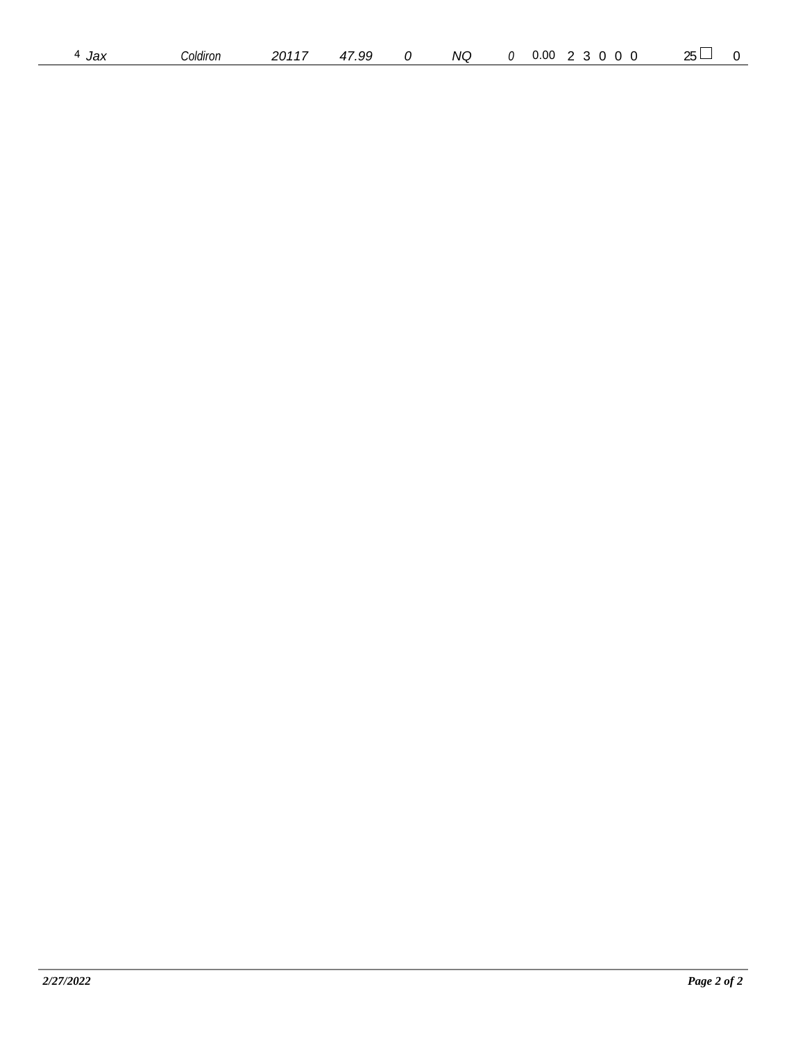| | | | | | | | | | | | | | | | | |
|---|---|---|---|---|---|---|---|---|---|---|---|---|---|---|---|---|
| 4 | *Jax* | *Coldiron* | *20117* | *47.99* | *0* | *NQ* | *0* | 0.00 | 2 | 3 | 0 | 0 | 0 | 25 | ☐ | 0 |